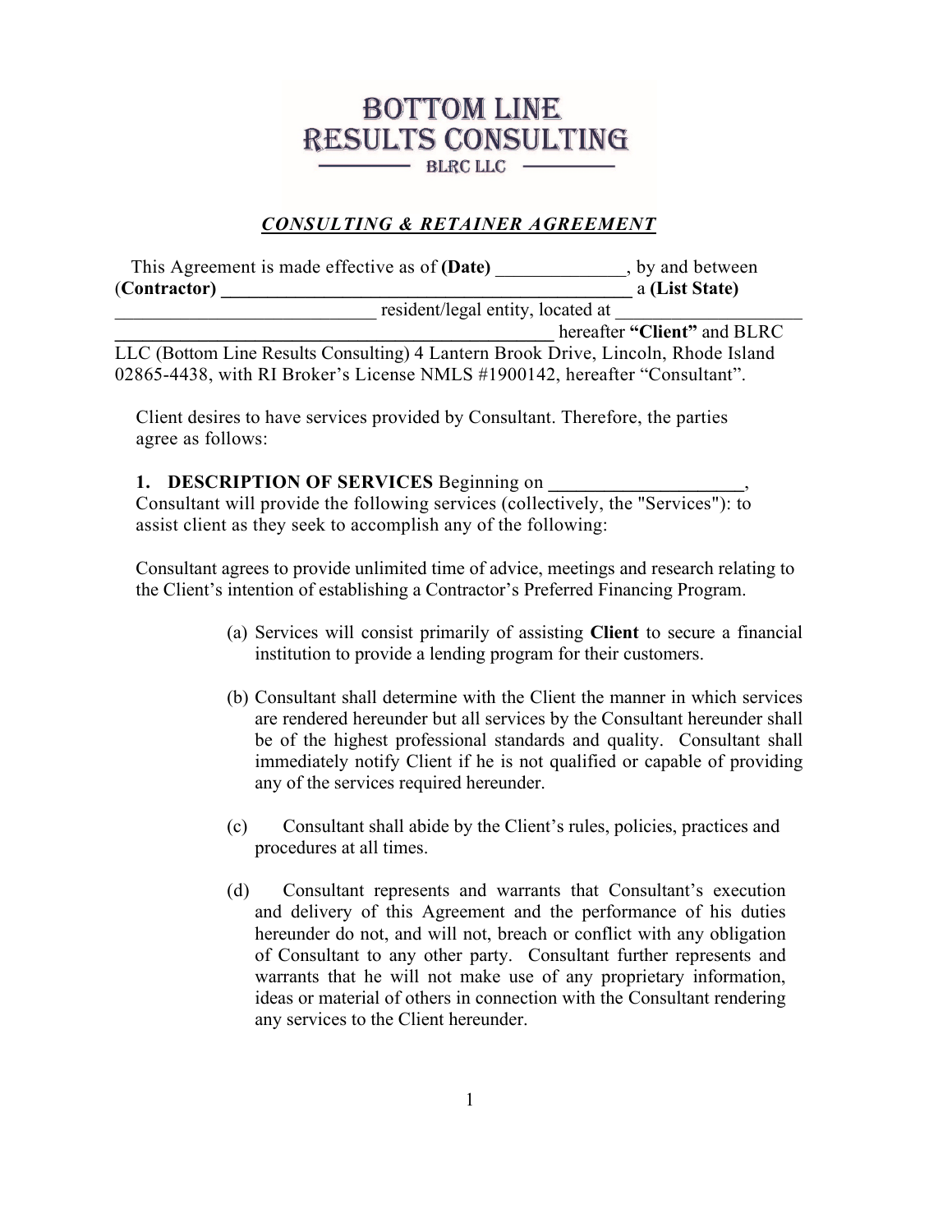# BOTTOM LINE RESULTS CONSULTING

BLRC LLC

## *CONSULTING & RETAINER AGREEMENT*

This Agreement is made effective as of **(Date)** ______________, by and between (**Contractor) _____________________________________________** a **(List State)** ____________________________ resident/legal entity, located at ____________________ **_________________________________________________** hereafter **"Client"** and BLRC LLC (Bottom Line Results Consulting) 4 Lantern Brook Drive, Lincoln, Rhode Island 02865-4438, with RI Broker's License NMLS #1900142, hereafter "Consultant".

Client desires to have services provided by Consultant. Therefore, the parties agree as follows:

**1. DESCRIPTION OF SERVICES** Beginning on **____________________**, Consultant will provide the following services (collectively, the "Services"): to assist client as they seek to accomplish any of the following:

Consultant agrees to provide unlimited time of advice, meetings and research relating to the Client's intention of establishing a Contractor's Preferred Financing Program.

(a) Services will consist primarily of assisting **Client** to secure a financial institution to provide a lending program for their customers.

(b) Consultant shall determine with the Client the manner in which services are rendered hereunder but all services by the Consultant hereunder shall be of the highest professional standards and quality. Consultant shall immediately notify Client if he is not qualified or capable of providing any of the services required hereunder.

(c) Consultant shall abide by the Client's rules, policies, practices and procedures at all times.

(d) Consultant represents and warrants that Consultant's execution and delivery of this Agreement and the performance of his duties hereunder do not, and will not, breach or conflict with any obligation of Consultant to any other party. Consultant further represents and warrants that he will not make use of any proprietary information, ideas or material of others in connection with the Consultant rendering any services to the Client hereunder.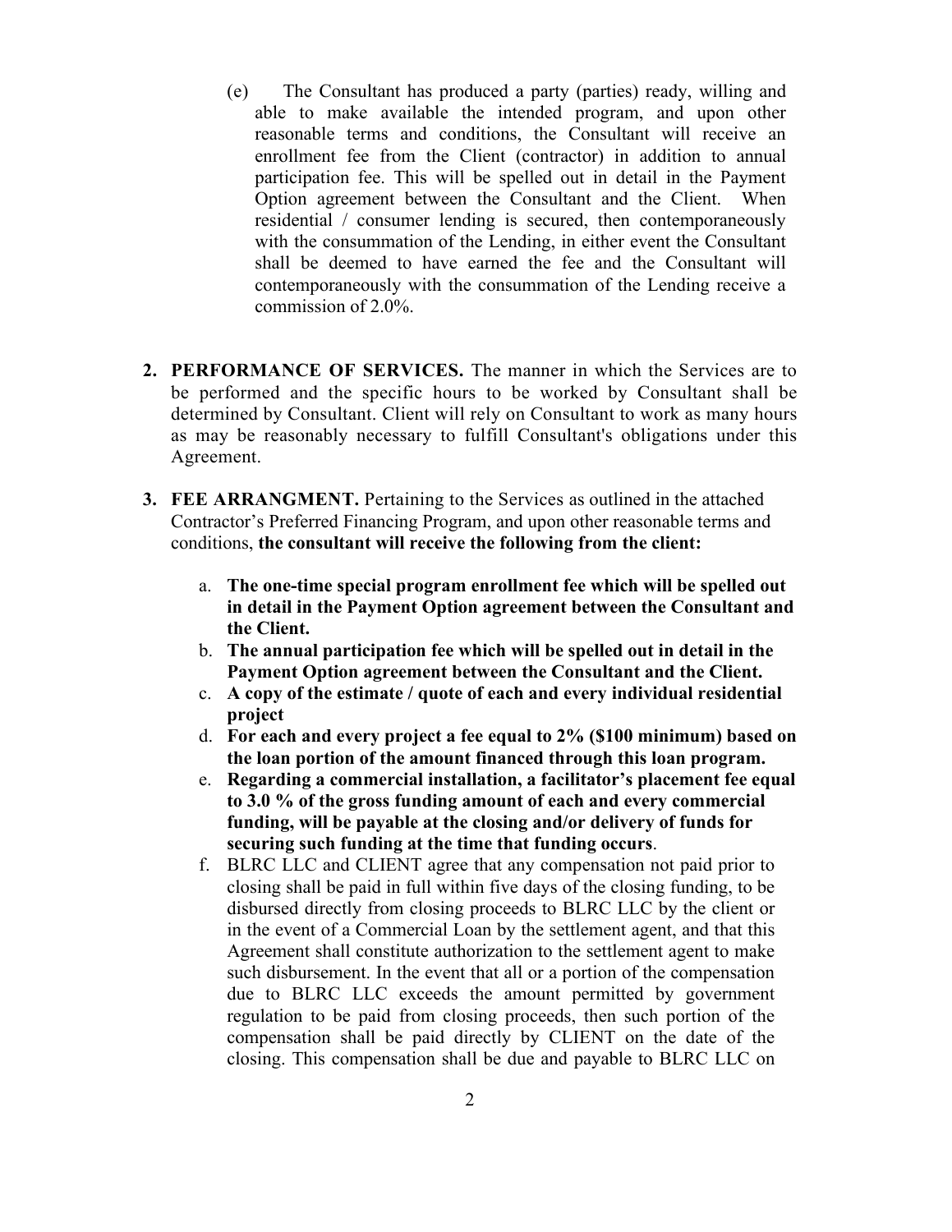(e) The Consultant has produced a party (parties) ready, willing and able to make available the intended program, and upon other reasonable terms and conditions, the Consultant will receive an enrollment fee from the Client (contractor) in addition to annual participation fee. This will be spelled out in detail in the Payment Option agreement between the Consultant and the Client. When residential / consumer lending is secured, then contemporaneously with the consummation of the Lending, in either event the Consultant shall be deemed to have earned the fee and the Consultant will contemporaneously with the consummation of the Lending receive a commission of 2.0%.

2. **PERFORMANCE OF SERVICES.** The manner in which the Services are to be performed and the specific hours to be worked by Consultant shall be determined by Consultant. Client will rely on Consultant to work as many hours as may be reasonably necessary to fulfill Consultant's obligations under this Agreement.

3. **FEE ARRANGMENT.** Pertaining to the Services as outlined in the attached Contractor's Preferred Financing Program, and upon other reasonable terms and conditions, **the consultant will receive the following from the client:**

   a. **The one-time special program enrollment fee which will be spelled out in detail in the Payment Option agreement between the Consultant and the Client.**
   b. **The annual participation fee which will be spelled out in detail in the Payment Option agreement between the Consultant and the Client.**
   c. **A copy of the estimate / quote of each and every individual residential project**
   d. **For each and every project a fee equal to 2% ($100 minimum) based on the loan portion of the amount financed through this loan program.**
   e. **Regarding a commercial installation, a facilitator's placement fee equal to 3.0 % of the gross funding amount of each and every commercial funding, will be payable at the closing and/or delivery of funds for securing such funding at the time that funding occurs**.
   f. BLRC LLC and CLIENT agree that any compensation not paid prior to closing shall be paid in full within five days of the closing funding, to be disbursed directly from closing proceeds to BLRC LLC by the client or in the event of a Commercial Loan by the settlement agent, and that this Agreement shall constitute authorization to the settlement agent to make such disbursement. In the event that all or a portion of the compensation due to BLRC LLC exceeds the amount permitted by government regulation to be paid from closing proceeds, then such portion of the compensation shall be paid directly by CLIENT on the date of the closing. This compensation shall be due and payable to BLRC LLC on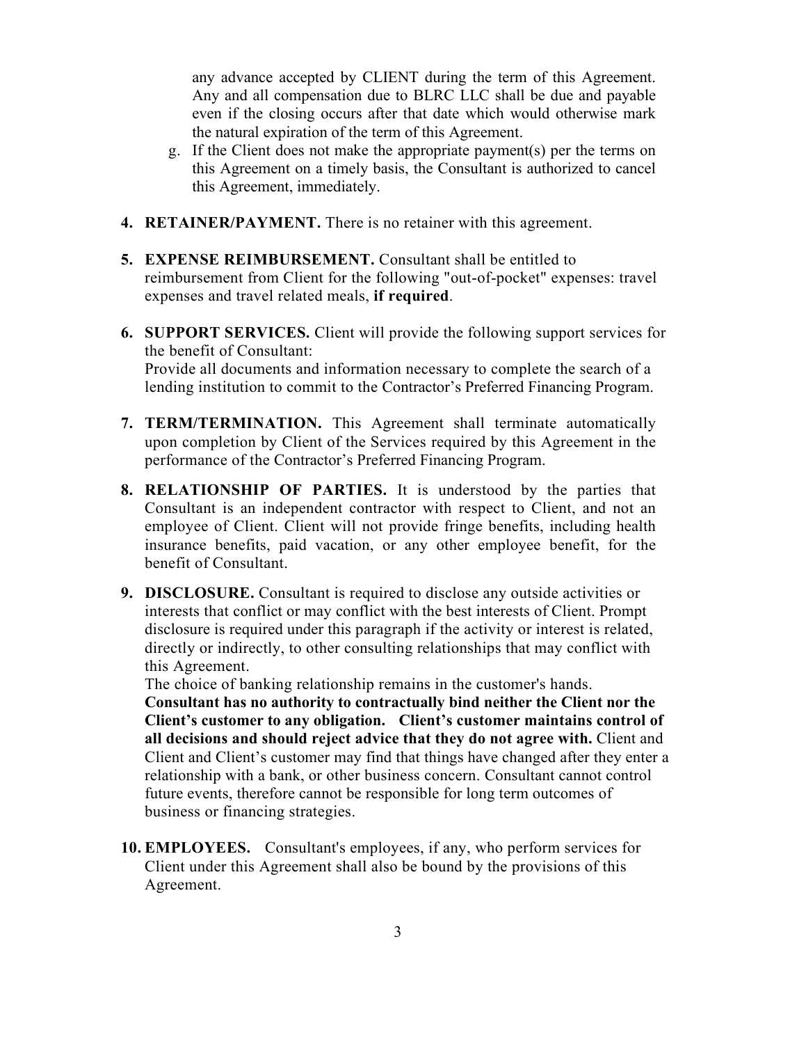any advance accepted by CLIENT during the term of this Agreement. Any and all compensation due to BLRC LLC shall be due and payable even if the closing occurs after that date which would otherwise mark the natural expiration of the term of this Agreement.

g. If the Client does not make the appropriate payment(s) per the terms on this Agreement on a timely basis, the Consultant is authorized to cancel this Agreement, immediately.

4. **RETAINER/PAYMENT.** There is no retainer with this agreement.

5. **EXPENSE REIMBURSEMENT.** Consultant shall be entitled to reimbursement from Client for the following "out-of-pocket" expenses: travel expenses and travel related meals, **if required**.

6. **SUPPORT SERVICES.** Client will provide the following support services for the benefit of Consultant:
   Provide all documents and information necessary to complete the search of a lending institution to commit to the Contractor's Preferred Financing Program.

7. **TERM/TERMINATION.** This Agreement shall terminate automatically upon completion by Client of the Services required by this Agreement in the performance of the Contractor's Preferred Financing Program.

8. **RELATIONSHIP OF PARTIES.** It is understood by the parties that Consultant is an independent contractor with respect to Client, and not an employee of Client. Client will not provide fringe benefits, including health insurance benefits, paid vacation, or any other employee benefit, for the benefit of Consultant.

9. **DISCLOSURE.** Consultant is required to disclose any outside activities or interests that conflict or may conflict with the best interests of Client. Prompt disclosure is required under this paragraph if the activity or interest is related, directly or indirectly, to other consulting relationships that may conflict with this Agreement.
   The choice of banking relationship remains in the customer's hands.
   **Consultant has no authority to contractually bind neither the Client nor the Client's customer to any obligation. Client's customer maintains control of all decisions and should reject advice that they do not agree with.** Client and Client and Client's customer may find that things have changed after they enter a relationship with a bank, or other business concern. Consultant cannot control future events, therefore cannot be responsible for long term outcomes of business or financing strategies.

10. **EMPLOYEES.** Consultant's employees, if any, who perform services for Client under this Agreement shall also be bound by the provisions of this Agreement.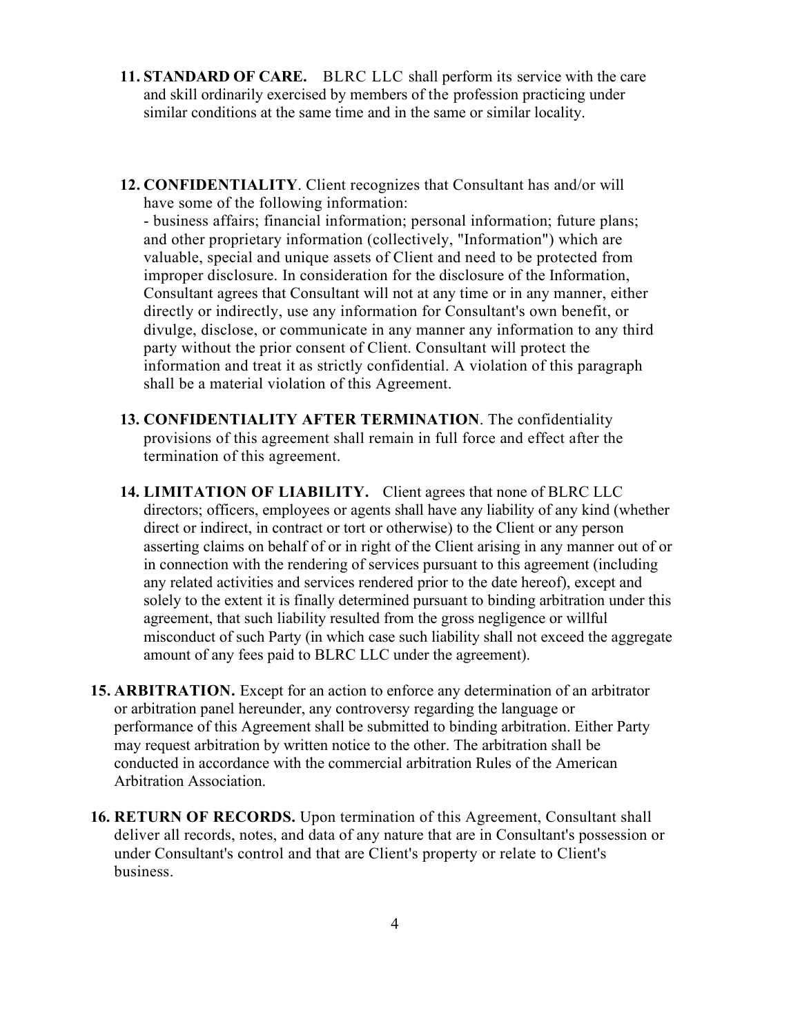**11. STANDARD OF CARE.** BLRC LLC shall perform its service with the care and skill ordinarily exercised by members of the profession practicing under similar conditions at the same time and in the same or similar locality.

**12. CONFIDENTIALITY**. Client recognizes that Consultant has and/or will have some of the following information:
- business affairs; financial information; personal information; future plans; and other proprietary information (collectively, "Information") which are valuable, special and unique assets of Client and need to be protected from improper disclosure. In consideration for the disclosure of the Information, Consultant agrees that Consultant will not at any time or in any manner, either directly or indirectly, use any information for Consultant's own benefit, or divulge, disclose, or communicate in any manner any information to any third party without the prior consent of Client. Consultant will protect the information and treat it as strictly confidential. A violation of this paragraph shall be a material violation of this Agreement.

**13. CONFIDENTIALITY AFTER TERMINATION**. The confidentiality provisions of this agreement shall remain in full force and effect after the termination of this agreement.

**14. LIMITATION OF LIABILITY.** Client agrees that none of BLRC LLC directors; officers, employees or agents shall have any liability of any kind (whether direct or indirect, in contract or tort or otherwise) to the Client or any person asserting claims on behalf of or in right of the Client arising in any manner out of or in connection with the rendering of services pursuant to this agreement (including any related activities and services rendered prior to the date hereof), except and solely to the extent it is finally determined pursuant to binding arbitration under this agreement, that such liability resulted from the gross negligence or willful misconduct of such Party (in which case such liability shall not exceed the aggregate amount of any fees paid to BLRC LLC under the agreement).

**15. ARBITRATION.** Except for an action to enforce any determination of an arbitrator or arbitration panel hereunder, any controversy regarding the language or performance of this Agreement shall be submitted to binding arbitration. Either Party may request arbitration by written notice to the other. The arbitration shall be conducted in accordance with the commercial arbitration Rules of the American Arbitration Association.

**16. RETURN OF RECORDS.** Upon termination of this Agreement, Consultant shall deliver all records, notes, and data of any nature that are in Consultant's possession or under Consultant's control and that are Client's property or relate to Client's business.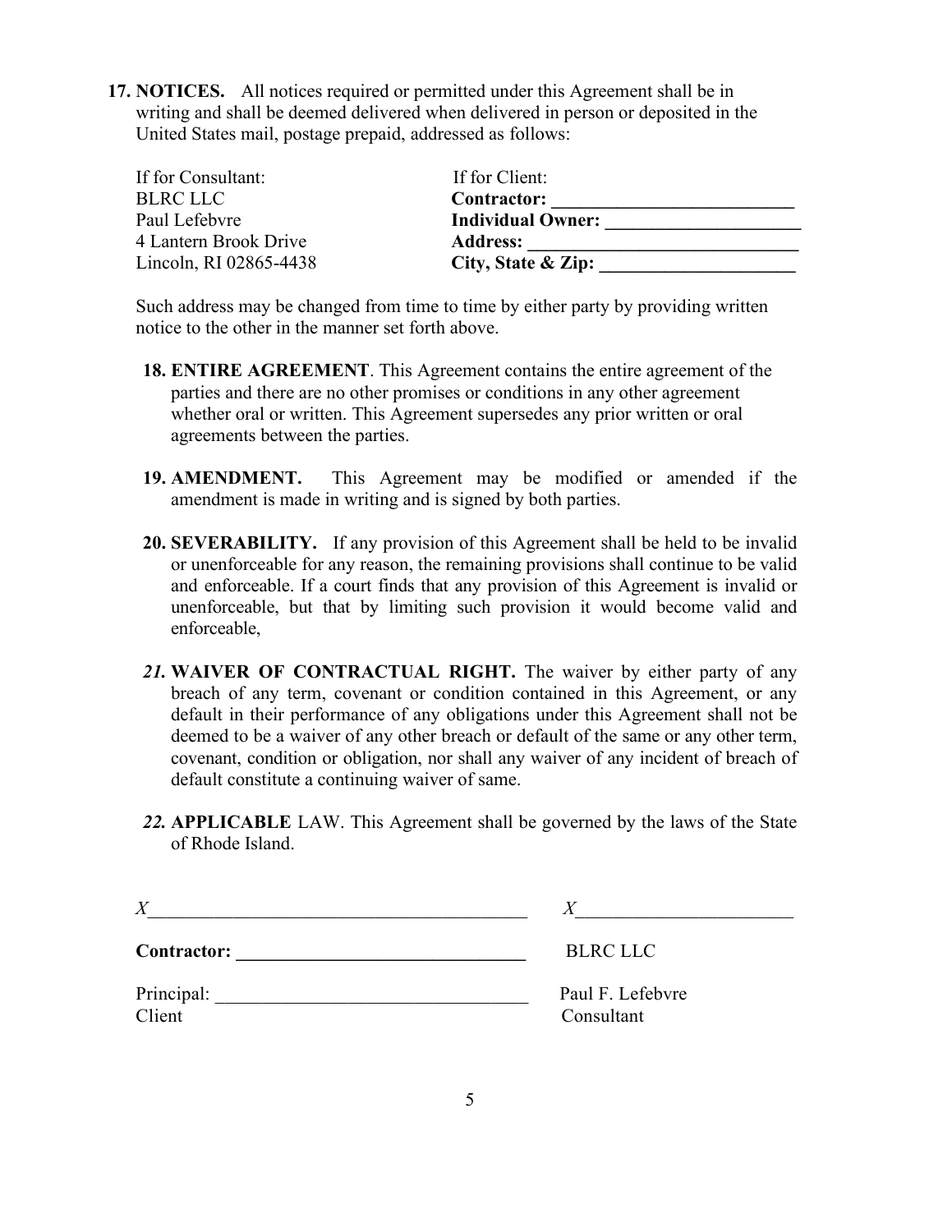**17. NOTICES.** All notices required or permitted under this Agreement shall be in writing and shall be deemed delivered when delivered in person or deposited in the United States mail, postage prepaid, addressed as follows:

| | |
|---|---|
| If for Consultant: | If for Client: |
| BLRC LLC | **Contractor: ___________________________** |
| Paul Lefebvre | **Individual Owner: _____________________** |
| 4 Lantern Brook Drive | **Address: _____________________________** |
| Lincoln, RI 02865-4438 | **City, State & Zip: _____________________** |

Such address may be changed from time to time by either party by providing written notice to the other in the manner set forth above.

**18. ENTIRE AGREEMENT**. This Agreement contains the entire agreement of the parties and there are no other promises or conditions in any other agreement whether oral or written. This Agreement supersedes any prior written or oral agreements between the parties.

**19. AMENDMENT.** This Agreement may be modified or amended if the amendment is made in writing and is signed by both parties.

**20. SEVERABILITY.** If any provision of this Agreement shall be held to be invalid or unenforceable for any reason, the remaining provisions shall continue to be valid and enforceable. If a court finds that any provision of this Agreement is invalid or unenforceable, but that by limiting such provision it would become valid and enforceable,

***21.* WAIVER OF CONTRACTUAL RIGHT.** The waiver by either party of any breach of any term, covenant or condition contained in this Agreement, or any default in their performance of any obligations under this Agreement shall not be deemed to be a waiver of any other breach or default of the same or any other term, covenant, condition or obligation, nor shall any waiver of any incident of breach of default constitute a continuing waiver of same.

***22.* APPLICABLE** LAW. This Agreement shall be governed by the laws of the State of Rhode Island.

| | |
|---|---|
| *X*________________________________________ | *X*_______________________ |
| **Contractor: _______________________________** | BLRC LLC |
| Principal: _________________________________ | Paul F. Lefebvre |
| Client | Consultant |